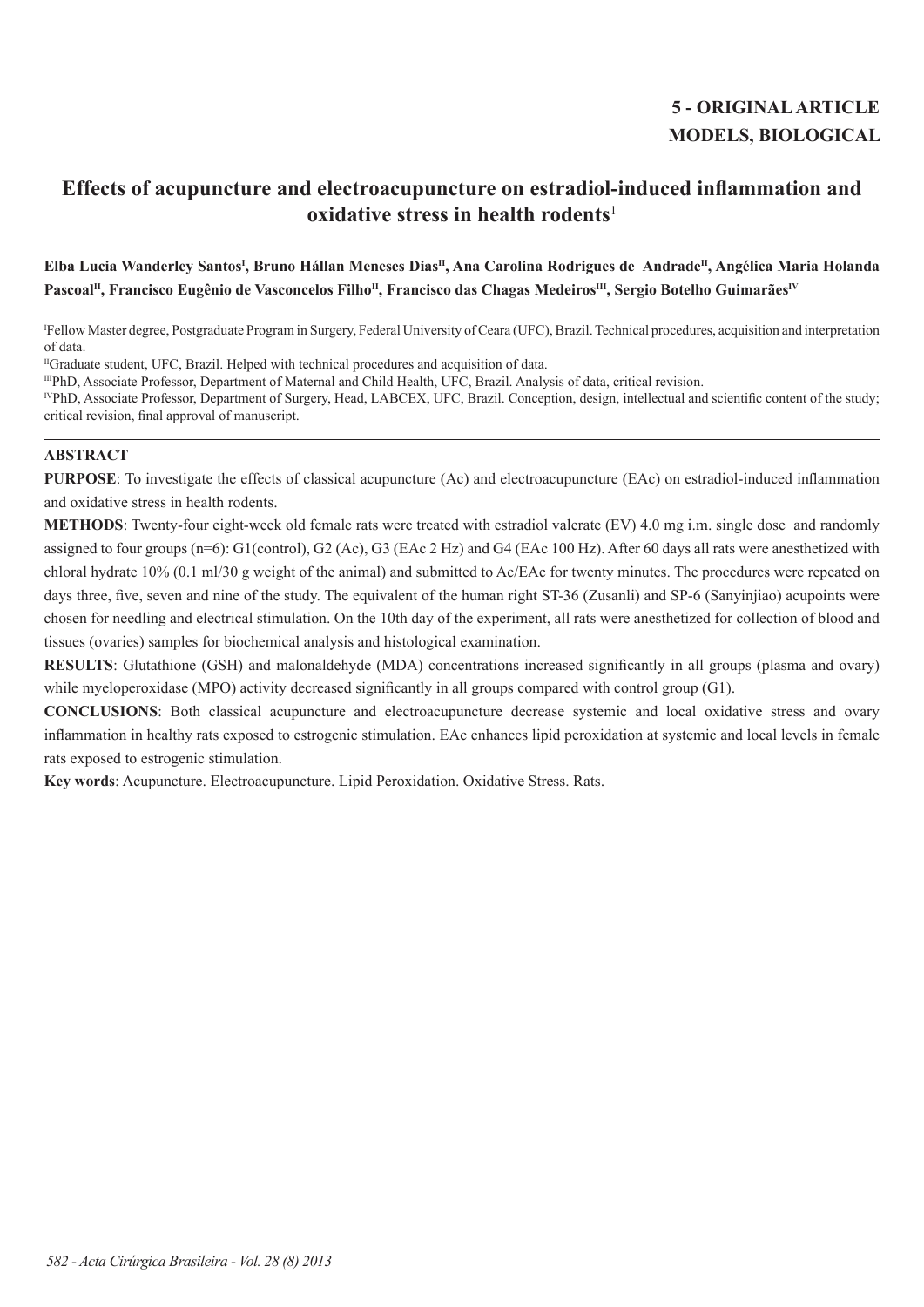**5 - ORIGINAL ARTICLE**
**MODELS, BIOLOGICAL**

# Effects of acupuncture and electroacupuncture on estradiol-induced inflammation and oxidative stress in health rodents[1]

**Elba Lucia Wanderley Santos[I], Bruno Hállan Meneses Dias[II], Ana Carolina Rodrigues de Andrade[II], Angélica Maria Holanda Pascoal[II], Francisco Eugênio de Vasconcelos Filho[II], Francisco das Chagas Medeiros[III], Sergio Botelho Guimarães[IV]**

[I]Fellow Master degree, Postgraduate Program in Surgery, Federal University of Ceara (UFC), Brazil. Technical procedures, acquisition and interpretation of data.

[II]Graduate student, UFC, Brazil. Helped with technical procedures and acquisition of data.

[III]PhD, Associate Professor, Department of Maternal and Child Health, UFC, Brazil. Analysis of data, critical revision.

[IV]PhD, Associate Professor, Department of Surgery, Head, LABCEX, UFC, Brazil. Conception, design, intellectual and scientific content of the study; critical revision, final approval of manuscript.

## ABSTRACT

**PURPOSE**: To investigate the effects of classical acupuncture (Ac) and electroacupuncture (EAc) on estradiol-induced inflammation and oxidative stress in health rodents.

**METHODS**: Twenty-four eight-week old female rats were treated with estradiol valerate (EV) 4.0 mg i.m. single dose and randomly assigned to four groups (n=6): G1(control), G2 (Ac), G3 (EAc 2 Hz) and G4 (EAc 100 Hz). After 60 days all rats were anesthetized with chloral hydrate 10% (0.1 ml/30 g weight of the animal) and submitted to Ac/EAc for twenty minutes. The procedures were repeated on days three, five, seven and nine of the study. The equivalent of the human right ST-36 (Zusanli) and SP-6 (Sanyinjiao) acupoints were chosen for needling and electrical stimulation. On the 10th day of the experiment, all rats were anesthetized for collection of blood and tissues (ovaries) samples for biochemical analysis and histological examination.

**RESULTS**: Glutathione (GSH) and malonaldehyde (MDA) concentrations increased significantly in all groups (plasma and ovary) while myeloperoxidase (MPO) activity decreased significantly in all groups compared with control group (G1).

**CONCLUSIONS**: Both classical acupuncture and electroacupuncture decrease systemic and local oxidative stress and ovary inflammation in healthy rats exposed to estrogenic stimulation. EAc enhances lipid peroxidation at systemic and local levels in female rats exposed to estrogenic stimulation.

**Key words**: Acupuncture. Electroacupuncture. Lipid Peroxidation. Oxidative Stress. Rats.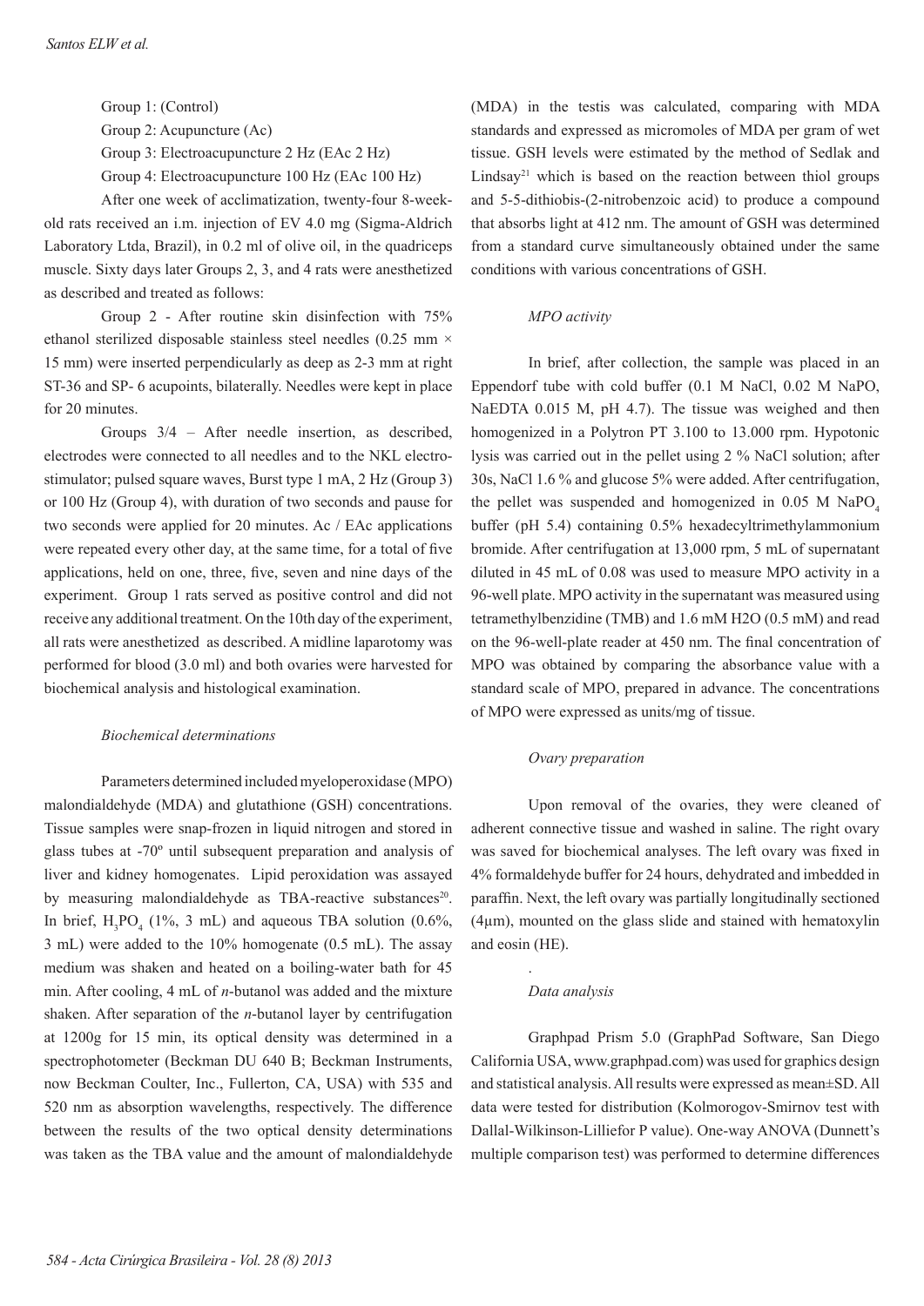Group 1: (Control)

Group 2: Acupuncture (Ac)

Group 3: Electroacupuncture 2 Hz (EAc 2 Hz)

Group 4: Electroacupuncture 100 Hz (EAc 100 Hz)

After one week of acclimatization, twenty-four 8-week-old rats received an i.m. injection of EV 4.0 mg (Sigma-Aldrich Laboratory Ltda, Brazil), in 0.2 ml of olive oil, in the quadriceps muscle. Sixty days later Groups 2, 3, and 4 rats were anesthetized as described and treated as follows:

Group 2 - After routine skin disinfection with 75% ethanol sterilized disposable stainless steel needles (0.25 mm × 15 mm) were inserted perpendicularly as deep as 2-3 mm at right ST-36 and SP- 6 acupoints, bilaterally. Needles were kept in place for 20 minutes.

Groups 3/4 – After needle insertion, as described, electrodes were connected to all needles and to the NKL electro-stimulator; pulsed square waves, Burst type 1 mA, 2 Hz (Group 3) or 100 Hz (Group 4), with duration of two seconds and pause for two seconds were applied for 20 minutes. Ac / EAc applications were repeated every other day, at the same time, for a total of five applications, held on one, three, five, seven and nine days of the experiment. Group 1 rats served as positive control and did not receive any additional treatment. On the 10th day of the experiment, all rats were anesthetized as described. A midline laparotomy was performed for blood (3.0 ml) and both ovaries were harvested for biochemical analysis and histological examination.

*Biochemical determinations*

Parameters determined included myeloperoxidase (MPO) malondialdehyde (MDA) and glutathione (GSH) concentrations. Tissue samples were snap-frozen in liquid nitrogen and stored in glass tubes at -70º until subsequent preparation and analysis of liver and kidney homogenates. Lipid peroxidation was assayed by measuring malondialdehyde as TBA-reactive substances[20]. In brief, $H_3PO_4$ (1%, 3 mL) and aqueous TBA solution (0.6%, 3 mL) were added to the 10% homogenate (0.5 mL). The assay medium was shaken and heated on a boiling-water bath for 45 min. After cooling, 4 mL of *n*-butanol was added and the mixture shaken. After separation of the *n*-butanol layer by centrifugation at 1200g for 15 min, its optical density was determined in a spectrophotometer (Beckman DU 640 B; Beckman Instruments, now Beckman Coulter, Inc., Fullerton, CA, USA) with 535 and 520 nm as absorption wavelengths, respectively. The difference between the results of the two optical density determinations was taken as the TBA value and the amount of malondialdehyde (MDA) in the testis was calculated, comparing with MDA standards and expressed as micromoles of MDA per gram of wet tissue. GSH levels were estimated by the method of Sedlak and Lindsay[21] which is based on the reaction between thiol groups and 5-5-dithiobis-(2-nitrobenzoic acid) to produce a compound that absorbs light at 412 nm. The amount of GSH was determined from a standard curve simultaneously obtained under the same conditions with various concentrations of GSH.

*MPO activity*

In brief, after collection, the sample was placed in an Eppendorf tube with cold buffer (0.1 M NaCl, 0.02 M NaPO, NaEDTA 0.015 M, pH 4.7). The tissue was weighed and then homogenized in a Polytron PT 3.100 to 13.000 rpm. Hypotonic lysis was carried out in the pellet using 2 % NaCl solution; after 30s, NaCl 1.6 % and glucose 5% were added. After centrifugation, the pellet was suspended and homogenized in 0.05 M $NaPO_4$ buffer (pH 5.4) containing 0.5% hexadecyltrimethylammonium bromide. After centrifugation at 13,000 rpm, 5 mL of supernatant diluted in 45 mL of 0.08 was used to measure MPO activity in a 96-well plate. MPO activity in the supernatant was measured using tetramethylbenzidine (TMB) and 1.6 mM H2O (0.5 mM) and read on the 96-well-plate reader at 450 nm. The final concentration of MPO was obtained by comparing the absorbance value with a standard scale of MPO, prepared in advance. The concentrations of MPO were expressed as units/mg of tissue.

*Ovary preparation*

Upon removal of the ovaries, they were cleaned of adherent connective tissue and washed in saline. The right ovary was saved for biochemical analyses. The left ovary was fixed in 4% formaldehyde buffer for 24 hours, dehydrated and imbedded in paraffin. Next, the left ovary was partially longitudinally sectioned (4µm), mounted on the glass slide and stained with hematoxylin and eosin (HE).

*Data analysis*

Graphpad Prism 5.0 (GraphPad Software, San Diego California USA, www.graphpad.com) was used for graphics design and statistical analysis. All results were expressed as mean±SD. All data were tested for distribution (Kolmorogov-Smirnov test with Dallal-Wilkinson-Lilliefor P value). One-way ANOVA (Dunnett's multiple comparison test) was performed to determine differences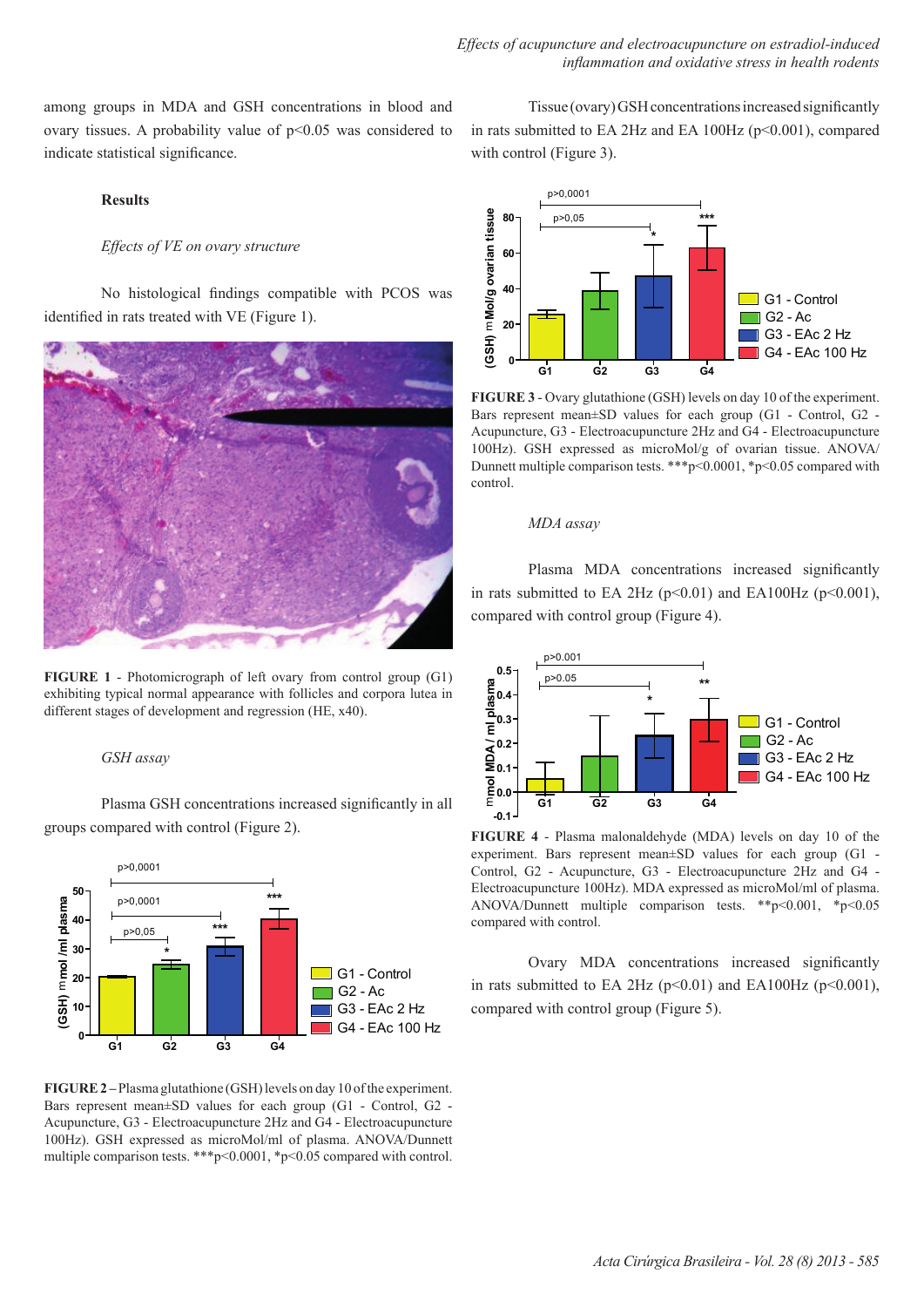among groups in MDA and GSH concentrations in blood and ovary tissues. A probability value of $p<0.05$ was considered to indicate statistical significance.

## Results

### *Effects of VE on ovary structure*

No histological findings compatible with PCOS was identified in rats treated with VE (Figure 1).

**FIGURE 1** - Photomicrograph of left ovary from control group (G1) exhibiting typical normal appearance with follicles and corpora lutea in different stages of development and regression (HE, x40).

### *GSH assay*

Plasma GSH concentrations increased significantly in all groups compared with control (Figure 2).

**FIGURE 2** – Plasma glutathione (GSH) levels on day 10 of the experiment. Bars represent mean±SD values for each group (G1 - Control, G2 - Acupuncture, G3 - Electroacupuncture 2Hz and G4 - Electroacupuncture 100Hz). GSH expressed as microMol/ml of plasma. ANOVA/Dunnett multiple comparison tests. ***p<0.0001, *p<0.05 compared with control.

Tissue (ovary) GSH concentrations increased significantly in rats submitted to EA 2Hz and EA 100Hz ($p<0.001$), compared with control (Figure 3).

**FIGURE 3** - Ovary glutathione (GSH) levels on day 10 of the experiment. Bars represent mean±SD values for each group (G1 - Control, G2 - Acupuncture, G3 - Electroacupuncture 2Hz and G4 - Electroacupuncture 100Hz). GSH expressed as microMol/g of ovarian tissue. ANOVA/Dunnett multiple comparison tests. ***p<0.0001, *p<0.05 compared with control.

### *MDA assay*

Plasma MDA concentrations increased significantly in rats submitted to EA 2Hz ($p<0.01$) and EA100Hz ($p<0.001$), compared with control group (Figure 4).

**FIGURE 4** - Plasma malonaldehyde (MDA) levels on day 10 of the experiment. Bars represent mean±SD values for each group (G1 - Control, G2 - Acupuncture, G3 - Electroacupuncture 2Hz and G4 - Electroacupuncture 100Hz). MDA expressed as microMol/ml of plasma. ANOVA/Dunnett multiple comparison tests. **p<0.001, *p<0.05 compared with control.

Ovary MDA concentrations increased significantly in rats submitted to EA 2Hz ($p<0.01$) and EA100Hz ($p<0.001$), compared with control group (Figure 5).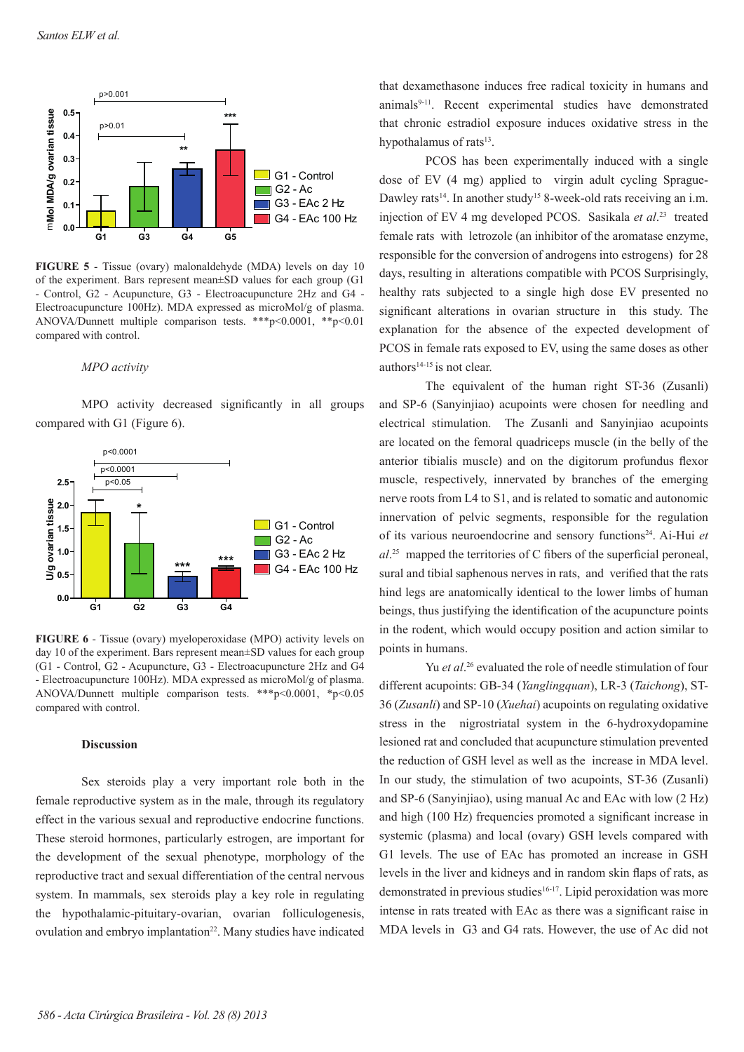**FIGURE 5** - Tissue (ovary) malonaldehyde (MDA) levels on day 10 of the experiment. Bars represent mean±SD values for each group (G1 - Control, G2 - Acupuncture, G3 - Electroacupuncture 2Hz and G4 - Electroacupuncture 100Hz). MDA expressed as microMol/g of plasma. ANOVA/Dunnett multiple comparison tests. ***p<0.0001, **p<0.01 compared with control.

*MPO activity*

MPO activity decreased significantly in all groups compared with G1 (Figure 6).

**FIGURE 6** - Tissue (ovary) myeloperoxidase (MPO) activity levels on day 10 of the experiment. Bars represent mean±SD values for each group (G1 - Control, G2 - Acupuncture, G3 - Electroacupuncture 2Hz and G4 - Electroacupuncture 100Hz). MDA expressed as microMol/g of plasma. ANOVA/Dunnett multiple comparison tests. ***p<0.0001, *p<0.05 compared with control.

## Discussion

Sex steroids play a very important role both in the female reproductive system as in the male, through its regulatory effect in the various sexual and reproductive endocrine functions. These steroid hormones, particularly estrogen, are important for the development of the sexual phenotype, morphology of the reproductive tract and sexual differentiation of the central nervous system. In mammals, sex steroids play a key role in regulating the hypothalamic-pituitary-ovarian, ovarian folliculogenesis, ovulation and embryo implantation[22]. Many studies have indicated that dexamethasone induces free radical toxicity in humans and animals[9-11]. Recent experimental studies have demonstrated that chronic estradiol exposure induces oxidative stress in the hypothalamus of rats[13].

PCOS has been experimentally induced with a single dose of EV (4 mg) applied to virgin adult cycling Sprague-Dawley rats[14]. In another study[15] 8-week-old rats receiving an i.m. injection of EV 4 mg developed PCOS. Sasikala *et al*.[23] treated female rats with letrozole (an inhibitor of the aromatase enzyme, responsible for the conversion of androgens into estrogens) for 28 days, resulting in alterations compatible with PCOS Surprisingly, healthy rats subjected to a single high dose EV presented no significant alterations in ovarian structure in this study. The explanation for the absence of the expected development of PCOS in female rats exposed to EV, using the same doses as other authors[14-15] is not clear.

The equivalent of the human right ST-36 (Zusanli) and SP-6 (Sanyinjiao) acupoints were chosen for needling and electrical stimulation. The Zusanli and Sanyinjiao acupoints are located on the femoral quadriceps muscle (in the belly of the anterior tibialis muscle) and on the digitorum profundus flexor muscle, respectively, innervated by branches of the emerging nerve roots from L4 to S1, and is related to somatic and autonomic innervation of pelvic segments, responsible for the regulation of its various neuroendocrine and sensory functions[24]. Ai-Hui *et al*.[25] mapped the territories of C fibers of the superficial peroneal, sural and tibial saphenous nerves in rats, and verified that the rats hind legs are anatomically identical to the lower limbs of human beings, thus justifying the identification of the acupuncture points in the rodent, which would occupy position and action similar to points in humans.

Yu *et al*.[26] evaluated the role of needle stimulation of four different acupoints: GB-34 (*Yanglingquan*), LR-3 (*Taichong*), ST-36 (*Zusanli*) and SP-10 (*Xuehai*) acupoints on regulating oxidative stress in the nigrostriatal system in the 6-hydroxydopamine lesioned rat and concluded that acupuncture stimulation prevented the reduction of GSH level as well as the increase in MDA level. In our study, the stimulation of two acupoints, ST-36 (Zusanli) and SP-6 (Sanyinjiao), using manual Ac and EAc with low (2 Hz) and high (100 Hz) frequencies promoted a significant increase in systemic (plasma) and local (ovary) GSH levels compared with G1 levels. The use of EAc has promoted an increase in GSH levels in the liver and kidneys and in random skin flaps of rats, as demonstrated in previous studies[16-17]. Lipid peroxidation was more intense in rats treated with EAc as there was a significant raise in MDA levels in G3 and G4 rats. However, the use of Ac did not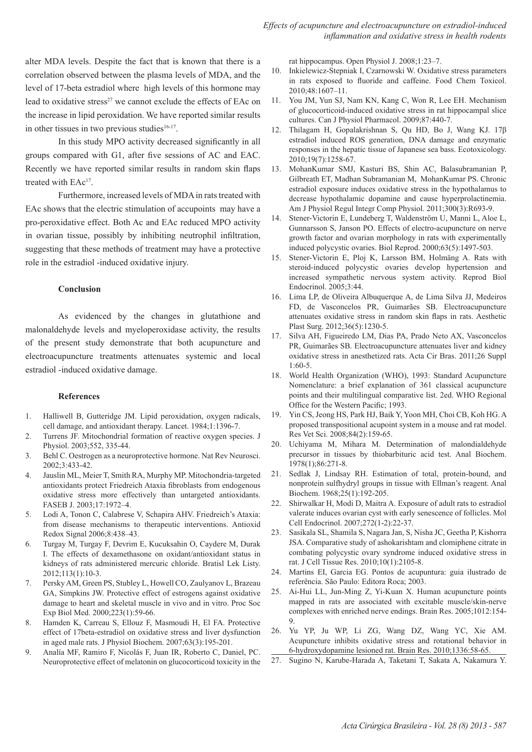alter MDA levels. Despite the fact that is known that there is a correlation observed between the plasma levels of MDA, and the level of 17-beta estradiol where high levels of this hormone may lead to oxidative stress[27] we cannot exclude the effects of EAc on the increase in lipid peroxidation. We have reported similar results in other tissues in two previous studies[16-17].

In this study MPO activity decreased significantly in all groups compared with G1, after five sessions of AC and EAC. Recently we have reported similar results in random skin flaps treated with EAc[17].

Furthermore, increased levels of MDA in rats treated with EAc shows that the electric stimulation of accupoints may have a pro-peroxidative effect. Both Ac and EAc reduced MPO activity in ovarian tissue, possibly by inhibiting neutrophil infiltration, suggesting that these methods of treatment may have a protective role in the estradiol -induced oxidative injury.

## Conclusion

As evidenced by the changes in glutathione and malonaldehyde levels and myeloperoxidase activity, the results of the present study demonstrate that both acupuncture and electroacupuncture treatments attenuates systemic and local estradiol -induced oxidative damage.

## References

1. Halliwell B, Gutteridge JM. Lipid peroxidation, oxygen radicals, cell damage, and antioxidant therapy. Lancet. 1984;1:1396-7.
2. Turrens JF. Mitochondrial formation of reactive oxygen species. J Physiol. 2003;552, 335-44.
3. Behl C. Oestrogen as a neuroprotective hormone. Nat Rev Neurosci. 2002;3:433-42.
4. Jauslin ML, Meier T, Smith RA, Murphy MP. Mitochondria-targeted antioxidants protect Friedreich Ataxia fibroblasts from endogenous oxidative stress more effectively than untargeted antioxidants. FASEB J. 2003;17:1972–4.
5. Lodi A, Tonon C, Calabrese V, Schapira AHV. Friedreich's Ataxia: from disease mechanisms to therapeutic interventions. Antioxid Redox Signal 2006;8:438–43.
6. Turgay M, Turgay F, Devrim E, Kucuksahin O, Caydere M, Durak I. The effects of dexamethasone on oxidant/antioxidant status in kidneys of rats administered mercuric chloride. Bratisl Lek Listy. 2012;113(1):10-3.
7. Persky AM, Green PS, Stubley L, Howell CO, Zaulyanov L, Brazeau GA, Simpkins JW. Protective effect of estrogens against oxidative damage to heart and skeletal muscle in vivo and in vitro. Proc Soc Exp Biol Med. 2000;223(1):59-66.
8. Hamden K, Carreau S, Ellouz F, Masmoudi H, El FA. Protective effect of 17beta-estradiol on oxidative stress and liver dysfunction in aged male rats. J Physiol Biochem. 2007;63(3):195-201.
9. Analía MF, Ramiro F, Nicolás F, Juan IR, Roberto C, Daniel, PC. Neuroprotective effect of melatonin on glucocorticoid toxicity in the rat hippocampus. Open Physiol J. 2008;1:23–7.
10. Inkielewicz-Stepniak I, Czarnowski W. Oxidative stress parameters in rats exposed to fluoride and caffeine. Food Chem Toxicol. 2010;48:1607–11.
11. You JM, Yun SJ, Nam KN, Kang C, Won R, Lee EH. Mechanism of glucocorticoid-induced oxidative stress in rat hippocampal slice cultures. Can J Physiol Pharmacol. 2009;87:440-7.
12. Thilagam H, Gopalakrishnan S, Qu HD, Bo J, Wang KJ. 17β estradiol induced ROS generation, DNA damage and enzymatic responses in the hepatic tissue of Japanese sea bass. Ecotoxicology. 2010;19(7):1258-67.
13. MohanKumar SMJ, Kasturi BS, Shin AC, Balasubramanian P, Gilbreath ET, Madhan Subramanian M, MohanKumar PS. Chronic estradiol exposure induces oxidative stress in the hypothalamus to decrease hypothalamic dopamine and cause hyperprolactinemia. Am J Physiol Regul Integr Comp Physiol. 2011;300(3):R693-9.
14. Stener-Victorin E, Lundeberg T, Waldenström U, Manni L, Aloe L, Gunnarsson S, Janson PO. Effects of electro-acupuncture on nerve growth factor and ovarian morphology in rats with experimentally induced polycystic ovaries. Biol Reprod. 2000;63(5):1497-503.
15. Stener-Victorin E, Ploj K, Larsson BM, Holmäng A. Rats with steroid-induced polycystic ovaries develop hypertension and increased sympathetic nervous system activity. Reprod Biol Endocrinol. 2005;3:44.
16. Lima LP, de Oliveira Albuquerque A, de Lima Silva JJ, Medeiros FD, de Vasconcelos PR, Guimarães SB. Electroacupuncture attenuates oxidative stress in random skin flaps in rats. Aesthetic Plast Surg. 2012;36(5):1230-5.
17. Silva AH, Figueiredo LM, Dias PA, Prado Neto AX, Vasconcelos PR, Guimarães SB. Electroacupuncture attenuates liver and kidney oxidative stress in anesthetized rats. Acta Cir Bras. 2011;26 Suppl 1:60-5.
18. World Health Organization (WHO), 1993: Standard Acupuncture Nomenclature: a brief explanation of 361 classical acupuncture points and their multilingual comparative list. 2ed. WHO Regional Office for the Western Pacific; 1993.
19. Yin CS, Jeong HS, Park HJ, Baik Y, Yoon MH, Choi CB, Koh HG. A proposed transpositional acupoint system in a mouse and rat model. Res Vet Sci. 2008;84(2):159-65.
20. Uchiyama M, Mihara M. Determination of malondialdehyde precursor in tissues by thiobarbituric acid test. Anal Biochem. 1978(1);86:271-8.
21. Sedlak J, Lindsay RH. Estimation of total, protein-bound, and nonprotein sulfhydryl groups in tissue with Ellman's reagent. Anal Biochem. 1968;25(1):192-205.
22. Shirwalkar H, Modi D, Maitra A. Exposure of adult rats to estradiol valerate induces ovarian cyst with early senescence of follicles. Mol Cell Endocrinol. 2007;272(1-2):22-37.
23. Sasikala SL, Shamila S, Nagara Jan, S, Nisha JC, Geetha P, Kishorra JSA. Comparative study of ashokarishtam and clomiphene citrate in combating polycystic ovary syndrome induced oxidative stress in rat. J Cell Tissue Res. 2010;10(1):2105-8.
24. Martins EI, Garcia EG. Pontos de acupuntura: guia ilustrado de referência. São Paulo: Editora Roca; 2003.
25. Ai-Hui LL, Jun-Ming Z, Yi-Kuan X. Human acupuncture points mapped in rats are associated with excitable muscle/skin-nerve complexes with enriched nerve endings. Brain Res. 2005;1012:154-9.
26. Yu YP, Ju WP, Li ZG, Wang DZ, Wang YC, Xie AM. Acupuncture inhibits oxidative stress and rotational behavior in 6-hydroxydopamine lesioned rat. Brain Res. 2010;1336:58-65.
27. Sugino N, Karube-Harada A, Taketani T, Sakata A, Nakamura Y.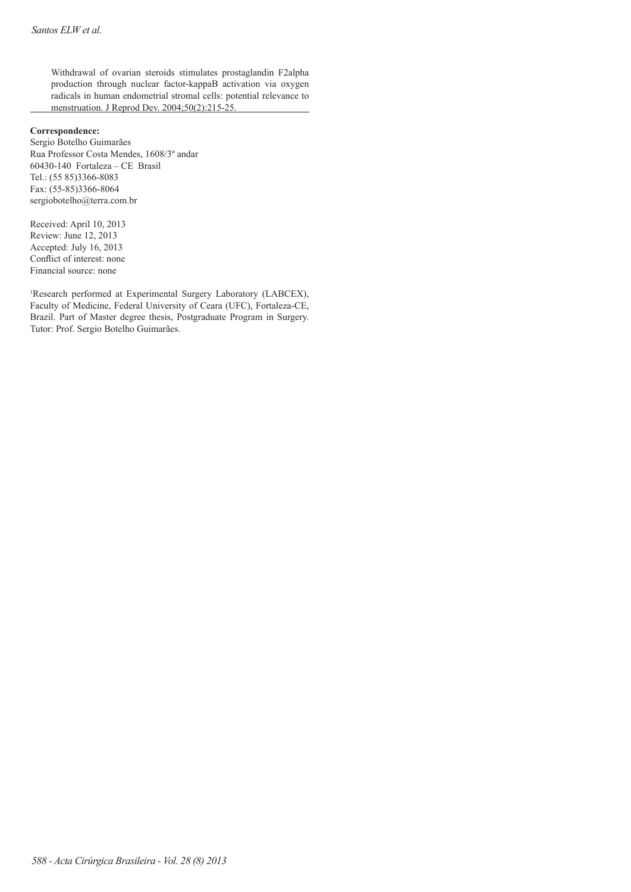Withdrawal of ovarian steroids stimulates prostaglandin F2alpha production through nuclear factor-kappaB activation via oxygen radicals in human endometrial stromal cells: potential relevance to menstruation. J Reprod Dev. 2004;50(2):215-25.

**Correspondence:**
Sergio Botelho Guimarães
Rua Professor Costa Mendes, 1608/3º andar
60430-140 Fortaleza – CE Brasil
Tel.: (55 85)3366-8083
Fax: (55-85)3366-8064
sergiobotelho@terra.com.br

Received: April 10, 2013
Review: June 12, 2013
Accepted: July 16, 2013
Conflict of interest: none
Financial source: none

[1]Research performed at Experimental Surgery Laboratory (LABCEX), Faculty of Medicine, Federal University of Ceara (UFC), Fortaleza-CE, Brazil. Part of Master degree thesis, Postgraduate Program in Surgery. Tutor: Prof. Sergio Botelho Guimarães.